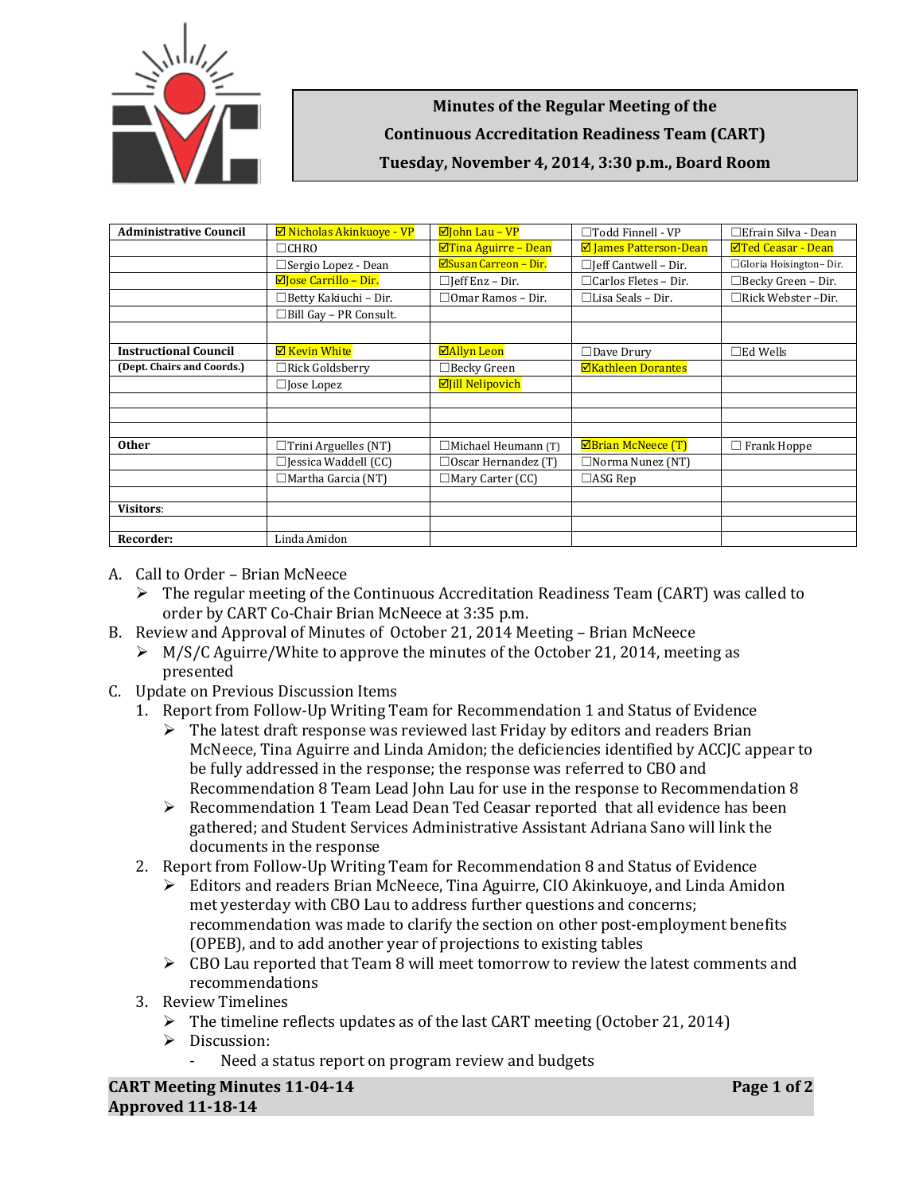**Minutes of the Regular Meeting of the**
**Continuous Accreditation Readiness Team (CART)**
**Tuesday, November 4, 2014, 3:30 p.m., Board Room**

| **Administrative Council** | ☑ Nicholas Akinkuoye - VP | ☑John Lau – VP | ☐Todd Finnell - VP | ☐Efrain Silva - Dean |
|---|---|---|---|---|
| | ☐CHRO | ☑Tina Aguirre – Dean | ☑ James Patterson-Dean | ☑Ted Ceasar - Dean |
| | ☐Sergio Lopez - Dean | ☑Susan Carreon – Dir. | ☐Jeff Cantwell – Dir. | ☐Gloria Hoisington– Dir. |
| | ☑Jose Carrillo – Dir. | ☐Jeff Enz – Dir. | ☐Carlos Fletes – Dir. | ☐Becky Green – Dir. |
| | ☐Betty Kakiuchi – Dir. | ☐Omar Ramos – Dir. | ☐Lisa Seals – Dir. | ☐Rick Webster –Dir. |
| | ☐Bill Gay – PR Consult. | | | |
| | | | | |
| **Instructional Council** | ☑ Kevin White | ☑Allyn Leon | ☐Dave Drury | ☐Ed Wells |
| **(Dept. Chairs and Coords.)** | ☐Rick Goldsberry | ☐Becky Green | ☑Kathleen Dorantes | |
| | ☐Jose Lopez | ☑Jill Nelipovich | | |
| | | | | |
| | | | | |
| | | | | |
| **Other** | ☐Trini Arguelles (NT) | ☐Michael Heumann (T) | ☑Brian McNeece (T) | ☐ Frank Hoppe |
| | ☐Jessica Waddell (CC) | ☐Oscar Hernandez (T) | ☐Norma Nunez (NT) | |
| | ☐Martha Garcia (NT) | ☐Mary Carter (CC) | ☐ASG Rep | |
| | | | | |
| **Visitors**: | | | | |
| | | | | |
| **Recorder:** | Linda Amidon | | | |

A. Call to Order – Brian McNeece
   - The regular meeting of the Continuous Accreditation Readiness Team (CART) was called to order by CART Co-Chair Brian McNeece at 3:35 p.m.

B. Review and Approval of Minutes of October 21, 2014 Meeting – Brian McNeece
   - M/S/C Aguirre/White to approve the minutes of the October 21, 2014, meeting as presented

C. Update on Previous Discussion Items
   1. Report from Follow-Up Writing Team for Recommendation 1 and Status of Evidence
      - The latest draft response was reviewed last Friday by editors and readers Brian McNeece, Tina Aguirre and Linda Amidon; the deficiencies identified by ACCJC appear to be fully addressed in the response; the response was referred to CBO and Recommendation 8 Team Lead John Lau for use in the response to Recommendation 8
      - Recommendation 1 Team Lead Dean Ted Ceasar reported that all evidence has been gathered; and Student Services Administrative Assistant Adriana Sano will link the documents in the response
   2. Report from Follow-Up Writing Team for Recommendation 8 and Status of Evidence
      - Editors and readers Brian McNeece, Tina Aguirre, CIO Akinkuoye, and Linda Amidon met yesterday with CBO Lau to address further questions and concerns; recommendation was made to clarify the section on other post-employment benefits (OPEB), and to add another year of projections to existing tables
      - CBO Lau reported that Team 8 will meet tomorrow to review the latest comments and recommendations
   3. Review Timelines
      - The timeline reflects updates as of the last CART meeting (October 21, 2014)
      - Discussion:
        - Need a status report on program review and budgets

**CART Meeting Minutes 11-04-14**
**Approved 11-18-14**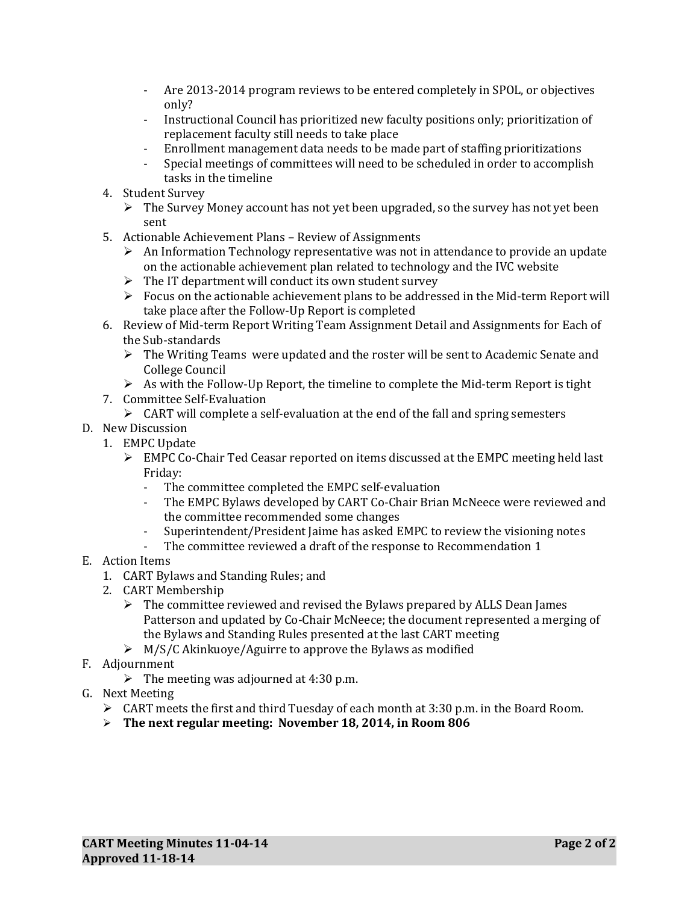- Are 2013-2014 program reviews to be entered completely in SPOL, or objectives only?
- Instructional Council has prioritized new faculty positions only; prioritization of replacement faculty still needs to take place
- Enrollment management data needs to be made part of staffing prioritizations
- Special meetings of committees will need to be scheduled in order to accomplish tasks in the timeline

4. Student Survey
   - ➢ The Survey Money account has not yet been upgraded, so the survey has not yet been sent
5. Actionable Achievement Plans – Review of Assignments
   - ➢ An Information Technology representative was not in attendance to provide an update on the actionable achievement plan related to technology and the IVC website
   - ➢ The IT department will conduct its own student survey
   - ➢ Focus on the actionable achievement plans to be addressed in the Mid-term Report will take place after the Follow-Up Report is completed
6. Review of Mid-term Report Writing Team Assignment Detail and Assignments for Each of the Sub-standards
   - ➢ The Writing Teams were updated and the roster will be sent to Academic Senate and College Council
   - ➢ As with the Follow-Up Report, the timeline to complete the Mid-term Report is tight
7. Committee Self-Evaluation
   - ➢ CART will complete a self-evaluation at the end of the fall and spring semesters

D. New Discussion

1. EMPC Update
   - ➢ EMPC Co-Chair Ted Ceasar reported on items discussed at the EMPC meeting held last Friday:
     - The committee completed the EMPC self-evaluation
     - The EMPC Bylaws developed by CART Co-Chair Brian McNeece were reviewed and the committee recommended some changes
     - Superintendent/President Jaime has asked EMPC to review the visioning notes
     - The committee reviewed a draft of the response to Recommendation 1

E. Action Items

1. CART Bylaws and Standing Rules; and
2. CART Membership
   - ➢ The committee reviewed and revised the Bylaws prepared by ALLS Dean James Patterson and updated by Co-Chair McNeece; the document represented a merging of the Bylaws and Standing Rules presented at the last CART meeting
   - ➢ M/S/C Akinkuoye/Aguirre to approve the Bylaws as modified

F. Adjournment

- ➢ The meeting was adjourned at 4:30 p.m.

G. Next Meeting

- ➢ CART meets the first and third Tuesday of each month at 3:30 p.m. in the Board Room.
- ➢ **The next regular meeting: November 18, 2014, in Room 806**